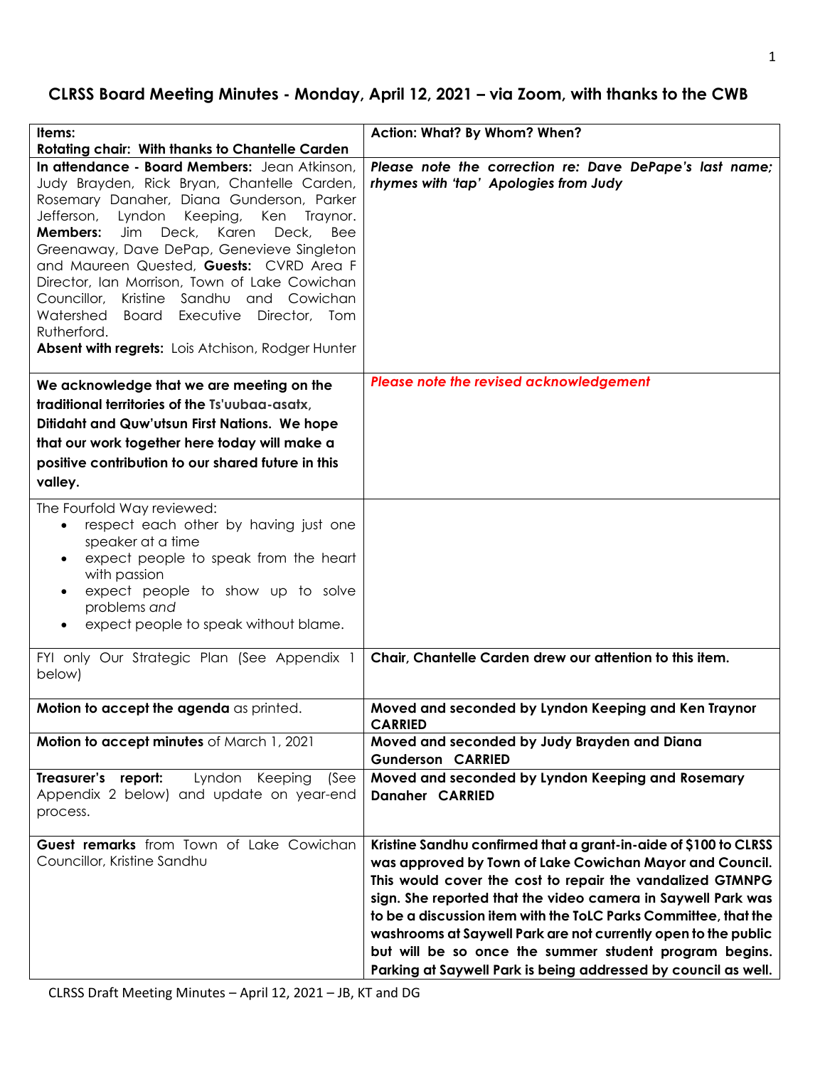# CLRSS Board Meeting Minutes - Monday, April 12, 2021 – via Zoom, with thanks to the CWB

| Items: **Rotating chair: With thanks to Chantelle Carden** | Action: What? By Whom? When? |
|---|---|
| **In attendance - Board Members:** Jean Atkinson, Judy Brayden, Rick Bryan, Chantelle Carden, Rosemary Danaher, Diana Gunderson, Parker Jefferson, Lyndon Keeping, Ken Traynor. **Members:** Jim Deck, Karen Deck, Bee Greenaway, Dave DePap, Genevieve Singleton and Maureen Quested, **Guests:** CVRD Area F Director, Ian Morrison, Town of Lake Cowichan Councillor, Kristine Sandhu and Cowichan Watershed Board Executive Director, Tom Rutherford. **Absent with regrets:** Lois Atchison, Rodger Hunter | ***Please note the correction re: Dave DePape's last name; rhymes with 'tap' Apologies from Judy*** |
| **We acknowledge that we are meeting on the traditional territories of the Ts'uubaa-asatx, Ditidaht and Quw'utsun First Nations. We hope that our work together here today will make a positive contribution to our shared future in this valley.** | ***Please note the revised acknowledgement*** |
| The Fourfold Way reviewed:<br>• respect each other by having just one speaker at a time<br>• expect people to speak from the heart with passion<br>• expect people to show up to solve problems *and*<br>• expect people to speak without blame. | |
| FYI only Our Strategic Plan (See Appendix 1 below) | **Chair, Chantelle Carden drew our attention to this item.** |
| **Motion to accept the agenda** as printed. | **Moved and seconded by Lyndon Keeping and Ken Traynor CARRIED** |
| **Motion to accept minutes** of March 1, 2021 | **Moved and seconded by Judy Brayden and Diana Gunderson CARRIED** |
| **Treasurer's report:** Lyndon Keeping (See Appendix 2 below) and update on year-end process. | **Moved and seconded by Lyndon Keeping and Rosemary Danaher CARRIED** |
| **Guest remarks** from Town of Lake Cowichan Councillor, Kristine Sandhu | **Kristine Sandhu confirmed that a grant-in-aide of $100 to CLRSS was approved by Town of Lake Cowichan Mayor and Council. This would cover the cost to repair the vandalized GTMNPG sign. She reported that the video camera in Saywell Park was to be a discussion item with the ToLC Parks Committee, that the washrooms at Saywell Park are not currently open to the public but will be so once the summer student program begins. Parking at Saywell Park is being addressed by council as well.** |

CLRSS Draft Meeting Minutes – April 12, 2021 – JB, KT and DG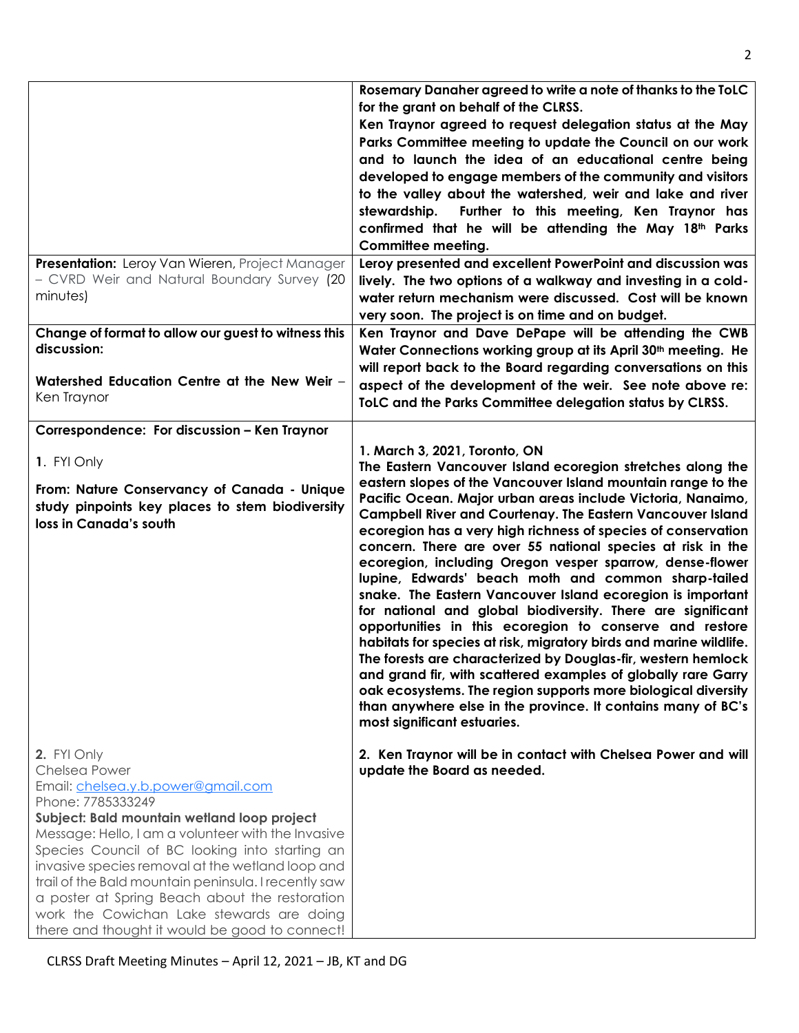| | |
|---|---|
| | **Rosemary Danaher agreed to write a note of thanks to the ToLC for the grant on behalf of the CLRSS.**<br>**Ken Traynor agreed to request delegation status at the May Parks Committee meeting to update the Council on our work and to launch the idea of an educational centre being developed to engage members of the community and visitors to the valley about the watershed, weir and lake and river stewardship. Further to this meeting, Ken Traynor has confirmed that he will be attending the May 18th Parks Committee meeting.** |
| **Presentation:** Leroy Van Wieren, Project Manager – CVRD Weir and Natural Boundary Survey (20 minutes) | **Leroy presented and excellent PowerPoint and discussion was lively. The two options of a walkway and investing in a cold-water return mechanism were discussed. Cost will be known very soon. The project is on time and on budget.** |
| **Change of format to allow our guest to witness this discussion:**<br><br>**Watershed Education Centre at the New Weir** – Ken Traynor | **Ken Traynor and Dave DePape will be attending the CWB Water Connections working group at its April 30th meeting. He will report back to the Board regarding conversations on this aspect of the development of the weir. See note above re: ToLC and the Parks Committee delegation status by CLRSS.** |
| **Correspondence: For discussion – Ken Traynor**<br><br>**1**. FYI Only<br><br>**From: Nature Conservancy of Canada - Unique study pinpoints key places to stem biodiversity loss in Canada's south** | **1. March 3, 2021, Toronto, ON**<br>**The Eastern Vancouver Island ecoregion stretches along the eastern slopes of the Vancouver Island mountain range to the Pacific Ocean. Major urban areas include Victoria, Nanaimo, Campbell River and Courtenay. The Eastern Vancouver Island ecoregion has a very high richness of species of conservation concern. There are over 55 national species at risk in the ecoregion, including Oregon vesper sparrow, dense-flower lupine, Edwards' beach moth and common sharp-tailed snake. The Eastern Vancouver Island ecoregion is important for national and global biodiversity. There are significant opportunities in this ecoregion to conserve and restore habitats for species at risk, migratory birds and marine wildlife. The forests are characterized by Douglas-fir, western hemlock and grand fir, with scattered examples of globally rare Garry oak ecosystems. The region supports more biological diversity than anywhere else in the province. It contains many of BC's most significant estuaries.** |
| **2.** FYI Only<br>Chelsea Power<br>Email: chelsea.y.b.power@gmail.com<br>Phone: 7785333249<br>**Subject: Bald mountain wetland loop project**<br>Message: Hello, I am a volunteer with the Invasive Species Council of BC looking into starting an invasive species removal at the wetland loop and trail of the Bald mountain peninsula. I recently saw a poster at Spring Beach about the restoration work the Cowichan Lake stewards are doing there and thought it would be good to connect! | **2. Ken Traynor will be in contact with Chelsea Power and will update the Board as needed.** |

CLRSS Draft Meeting Minutes – April 12, 2021 – JB, KT and DG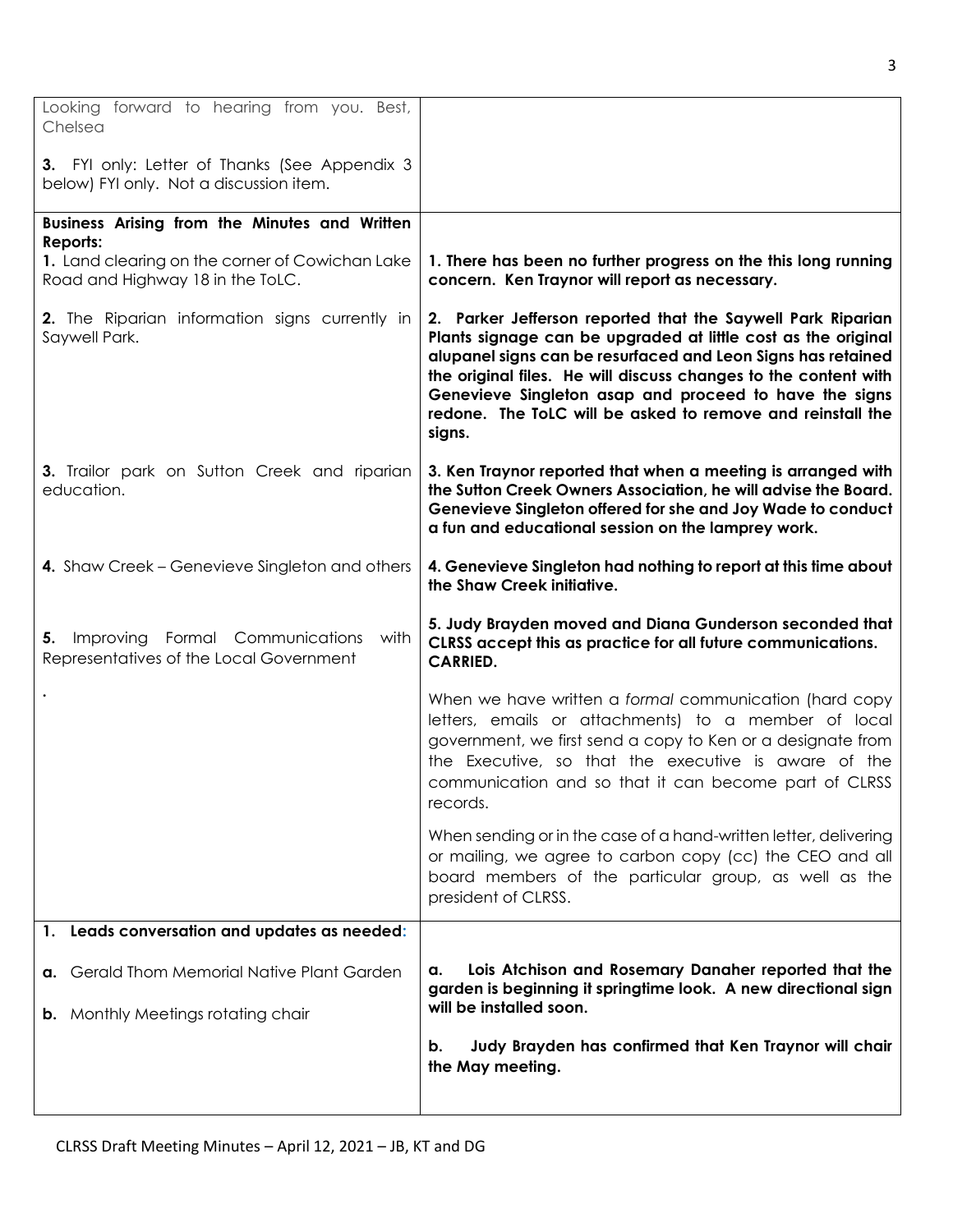| | |
|---|---|
| Looking forward to hearing from you. Best, Chelsea<br><br>**3.** FYI only: Letter of Thanks (See Appendix 3 below) FYI only. Not a discussion item. | |
| **Business Arising from the Minutes and Written Reports:**<br>**1.** Land clearing on the corner of Cowichan Lake Road and Highway 18 in the ToLC. | **1. There has been no further progress on the this long running concern. Ken Traynor will report as necessary.** |
| **2.** The Riparian information signs currently in Saywell Park. | **2. Parker Jefferson reported that the Saywell Park Riparian Plants signage can be upgraded at little cost as the original alupanel signs can be resurfaced and Leon Signs has retained the original files. He will discuss changes to the content with Genevieve Singleton asap and proceed to have the signs redone. The ToLC will be asked to remove and reinstall the signs.** |
| **3.** Trailor park on Sutton Creek and riparian education. | **3. Ken Traynor reported that when a meeting is arranged with the Sutton Creek Owners Association, he will advise the Board. Genevieve Singleton offered for she and Joy Wade to conduct a fun and educational session on the lamprey work.** |
| **4.** Shaw Creek – Genevieve Singleton and others | **4. Genevieve Singleton had nothing to report at this time about the Shaw Creek initiative.** |
| **5.** Improving Formal Communications with Representatives of the Local Government<br><br>. | **5. Judy Brayden moved and Diana Gunderson seconded that CLRSS accept this as practice for all future communications. CARRIED.**<br><br>When we have written a *formal* communication (hard copy letters, emails or attachments) to a member of local government, we first send a copy to Ken or a designate from the Executive, so that the executive is aware of the communication and so that it can become part of CLRSS records.<br><br>When sending or in the case of a hand-written letter, delivering or mailing, we agree to carbon copy (cc) the CEO and all board members of the particular group, as well as the president of CLRSS. |
| **1. Leads conversation and updates as needed:**<br><br>**a.** Gerald Thom Memorial Native Plant Garden<br><br>**b.** Monthly Meetings rotating chair | **a. Lois Atchison and Rosemary Danaher reported that the garden is beginning it springtime look. A new directional sign will be installed soon.**<br><br>**b. Judy Brayden has confirmed that Ken Traynor will chair the May meeting.** |

CLRSS Draft Meeting Minutes – April 12, 2021 – JB, KT and DG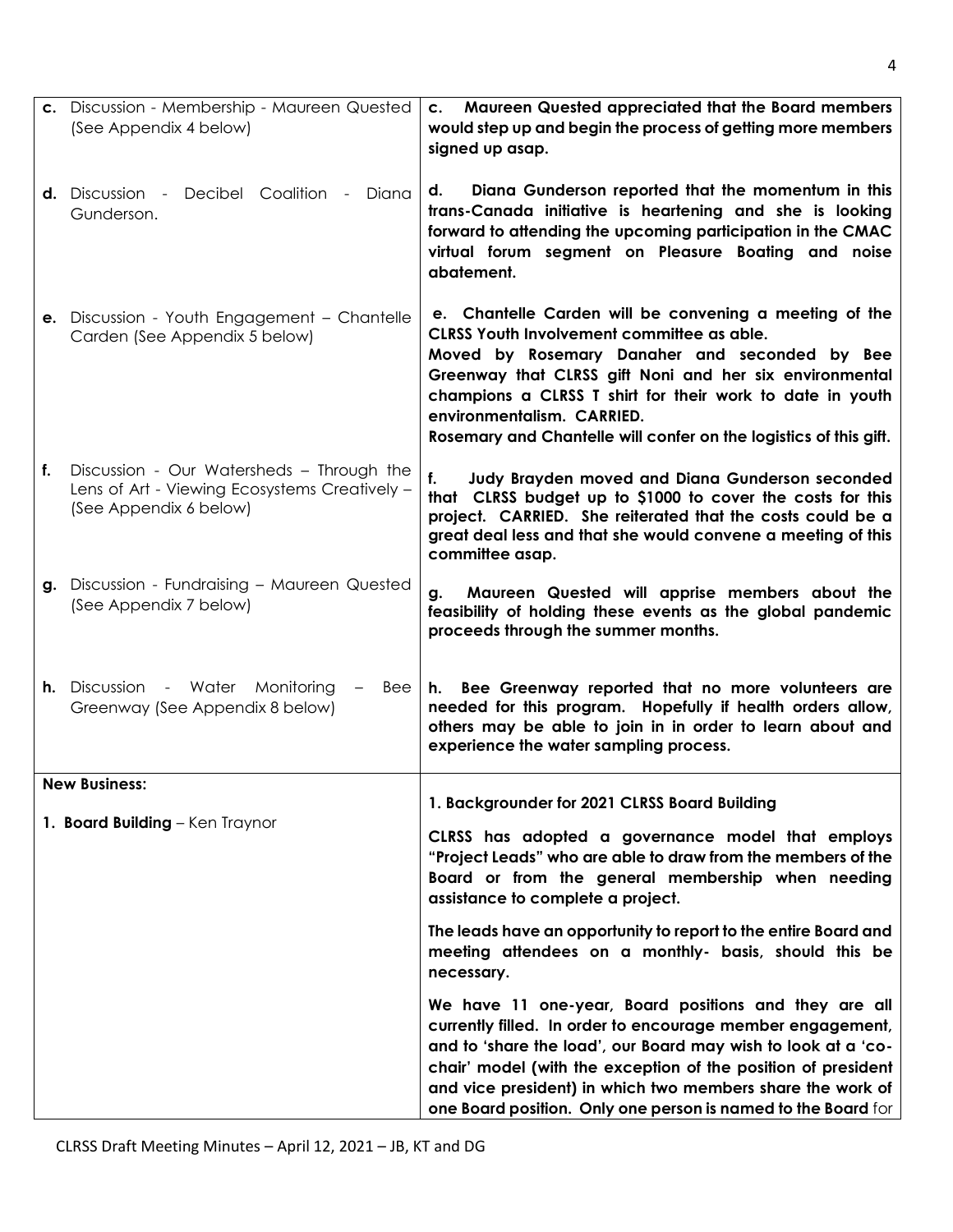| | |
|---|---|
| **c.** Discussion - Membership - Maureen Quested (See Appendix 4 below) | **c. Maureen Quested appreciated that the Board members would step up and begin the process of getting more members signed up asap.** |
| **d.** Discussion - Decibel Coalition - Diana Gunderson. | **d. Diana Gunderson reported that the momentum in this trans-Canada initiative is heartening and she is looking forward to attending the upcoming participation in the CMAC virtual forum segment on Pleasure Boating and noise abatement.** |
| **e.** Discussion - Youth Engagement – Chantelle Carden (See Appendix 5 below) | **e. Chantelle Carden will be convening a meeting of the CLRSS Youth Involvement committee as able.**<br>**Moved by Rosemary Danaher and seconded by Bee Greenway that CLRSS gift Noni and her six environmental champions a CLRSS T shirt for their work to date in youth environmentalism. CARRIED.**<br>**Rosemary and Chantelle will confer on the logistics of this gift.** |
| **f.** Discussion - Our Watersheds – Through the Lens of Art - Viewing Ecosystems Creatively – (See Appendix 6 below) | **f. Judy Brayden moved and Diana Gunderson seconded that CLRSS budget up to $1000 to cover the costs for this project. CARRIED. She reiterated that the costs could be a great deal less and that she would convene a meeting of this committee asap.** |
| **g.** Discussion - Fundraising – Maureen Quested (See Appendix 7 below) | **g. Maureen Quested will apprise members about the feasibility of holding these events as the global pandemic proceeds through the summer months.** |
| **h.** Discussion - Water Monitoring – Bee Greenway (See Appendix 8 below) | **h. Bee Greenway reported that no more volunteers are needed for this program. Hopefully if health orders allow, others may be able to join in in order to learn about and experience the water sampling process.** |
| **New Business:**<br><br>**1. Board Building** – Ken Traynor | **1. Backgrounder for 2021 CLRSS Board Building**<br><br>**CLRSS has adopted a governance model that employs "Project Leads" who are able to draw from the members of the Board or from the general membership when needing assistance to complete a project.**<br><br>**The leads have an opportunity to report to the entire Board and meeting attendees on a monthly- basis, should this be necessary.**<br><br>**We have 11 one-year, Board positions and they are all currently filled. In order to encourage member engagement, and to 'share the load', our Board may wish to look at a 'co-chair' model (with the exception of the position of president and vice president) in which two members share the work of one Board position. Only one person is named to the Board** for |

CLRSS Draft Meeting Minutes – April 12, 2021 – JB, KT and DG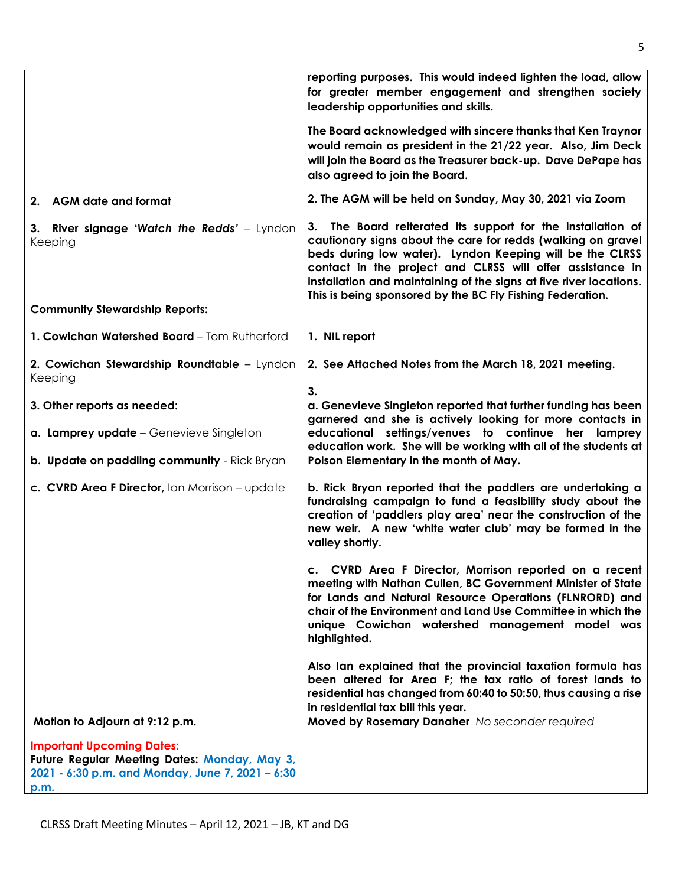| | |
|---|---|
| | **reporting purposes. This would indeed lighten the load, allow for greater member engagement and strengthen society leadership opportunities and skills.**<br><br>**The Board acknowledged with sincere thanks that Ken Traynor would remain as president in the 21/22 year. Also, Jim Deck will join the Board as the Treasurer back-up. Dave DePape has also agreed to join the Board.** |
| **2. AGM date and format** | **2. The AGM will be held on Sunday, May 30, 2021 via Zoom** |
| **3. River signage *'Watch the Redds'*** – Lyndon Keeping | **3. The Board reiterated its support for the installation of cautionary signs about the care for redds (walking on gravel beds during low water). Lyndon Keeping will be the CLRSS contact in the project and CLRSS will offer assistance in installation and maintaining of the signs at five river locations. This is being sponsored by the BC Fly Fishing Federation.** |
| **Community Stewardship Reports:**<br><br>**1. Cowichan Watershed Board** – Tom Rutherford<br><br>**2. Cowichan Stewardship Roundtable** – Lyndon Keeping<br><br>**3. Other reports as needed:**<br><br>**a. Lamprey update** – Genevieve Singleton<br><br>**b. Update on paddling community** - Rick Bryan<br><br>**c. CVRD Area F Director,** Ian Morrison – update | <br><br>**1. NIL report**<br><br>**2. See Attached Notes from the March 18, 2021 meeting.**<br><br>**3.**<br>**a. Genevieve Singleton reported that further funding has been garnered and she is actively looking for more contacts in educational settings/venues to continue her lamprey education work. She will be working with all of the students at Polson Elementary in the month of May.**<br><br>**b. Rick Bryan reported that the paddlers are undertaking a fundraising campaign to fund a feasibility study about the creation of 'paddlers play area' near the construction of the new weir. A new 'white water club' may be formed in the valley shortly.**<br><br>**c. CVRD Area F Director, Morrison reported on a recent meeting with Nathan Cullen, BC Government Minister of State for Lands and Natural Resource Operations (FLNRORD) and chair of the Environment and Land Use Committee in which the unique Cowichan watershed management model was highlighted.**<br><br>**Also Ian explained that the provincial taxation formula has been altered for Area F; the tax ratio of forest lands to residential has changed from 60:40 to 50:50, thus causing a rise in residential tax bill this year.** |
| **Motion to Adjourn at 9:12 p.m.** | **Moved by Rosemary Danaher** *No seconder required* |
| **Important Upcoming Dates:**<br>**Future Regular Meeting Dates: Monday, May 3, 2021 - 6:30 p.m. and Monday, June 7, 2021 – 6:30 p.m.** | |

CLRSS Draft Meeting Minutes – April 12, 2021 – JB, KT and DG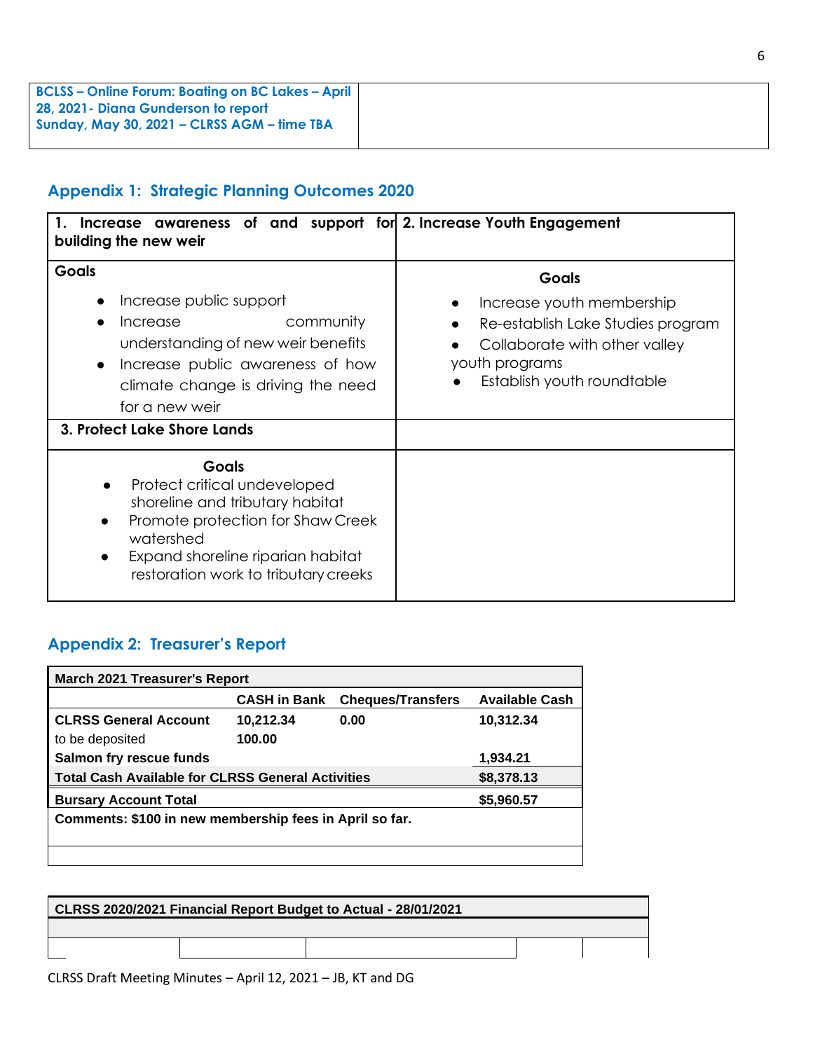| **BCLSS – Online Forum: Boating on BC Lakes – April 28, 2021- Diana Gunderson to report**<br>**Sunday, May 30, 2021 – CLRSS AGM – time TBA** | |
|---|---|

## Appendix 1: Strategic Planning Outcomes 2020

| **1. Increase awareness of and support for building the new weir** | **2. Increase Youth Engagement** |
|---|---|
| **Goals**<br>• Increase public support<br>• Increase community understanding of new weir benefits<br>• Increase public awareness of how climate change is driving the need for a new weir | **Goals**<br>• Increase youth membership<br>• Re-establish Lake Studies program<br>• Collaborate with other valley youth programs<br>• Establish youth roundtable |
| **3. Protect Lake Shore Lands** | |
| **Goals**<br>• Protect critical undeveloped shoreline and tributary habitat<br>• Promote protection for Shaw Creek watershed<br>• Expand shoreline riparian habitat restoration work to tributary creeks | |

## Appendix 2: Treasurer's Report

| **March 2021 Treasurer's Report** | | | |
|---|---|---|---|
| | **CASH in Bank** | **Cheques/Transfers** | **Available Cash** |
| **CLRSS General Account** | **10,212.34** | **0.00** | **10,312.34** |
| to be deposited | **100.00** | | |
| **Salmon fry rescue funds** | | | **1,934.21** |
| **Total Cash Available for CLRSS General Activities** | | | **$8,378.13** |
| **Bursary Account Total** | | | **$5,960.57** |
| **Comments: $100 in new membership fees in April so far.** | | | |

| **CLRSS 2020/2021 Financial Report Budget to Actual - 28/01/2021** | | | | | |
|---|---|---|---|---|---|
| | | | | | |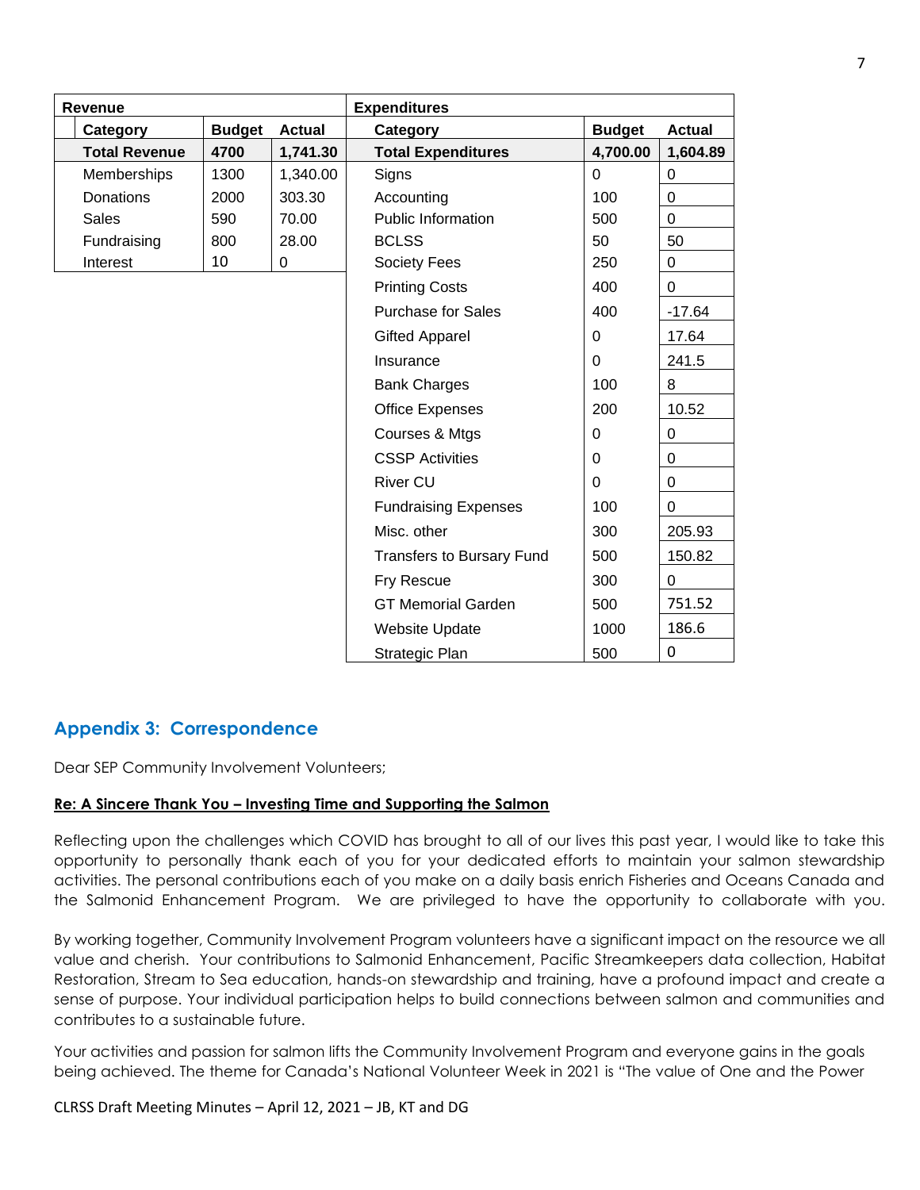| Revenue | | |
|---|---|---|
| Category | Budget | Actual |
| **Total Revenue** | **4700** | **1,741.30** |
| Memberships | 1300 | 1,340.00 |
| Donations | 2000 | 303.30 |
| Sales | 590 | 70.00 |
| Fundraising | 800 | 28.00 |
| Interest | 10 | 0 |

| Expenditures | | |
|---|---|---|
| Category | Budget | Actual |
| **Total Expenditures** | **4,700.00** | **1,604.89** |
| Signs | 0 | 0 |
| Accounting | 100 | 0 |
| Public Information | 500 | 0 |
| BCLSS | 50 | 50 |
| Society Fees | 250 | 0 |
| Printing Costs | 400 | 0 |
| Purchase for Sales | 400 | -17.64 |
| Gifted Apparel | 0 | 17.64 |
| Insurance | 0 | 241.5 |
| Bank Charges | 100 | 8 |
| Office Expenses | 200 | 10.52 |
| Courses & Mtgs | 0 | 0 |
| CSSP Activities | 0 | 0 |
| River CU | 0 | 0 |
| Fundraising Expenses | 100 | 0 |
| Misc. other | 300 | 205.93 |
| Transfers to Bursary Fund | 500 | 150.82 |
| Fry Rescue | 300 | 0 |
| GT Memorial Garden | 500 | 751.52 |
| Website Update | 1000 | 186.6 |
| Strategic Plan | 500 | 0 |

## Appendix 3: Correspondence

Dear SEP Community Involvement Volunteers;

**Re: A Sincere Thank You – Investing Time and Supporting the Salmon**

Reflecting upon the challenges which COVID has brought to all of our lives this past year, I would like to take this opportunity to personally thank each of you for your dedicated efforts to maintain your salmon stewardship activities. The personal contributions each of you make on a daily basis enrich Fisheries and Oceans Canada and the Salmonid Enhancement Program. We are privileged to have the opportunity to collaborate with you.

By working together, Community Involvement Program volunteers have a significant impact on the resource we all value and cherish. Your contributions to Salmonid Enhancement, Pacific Streamkeepers data collection, Habitat Restoration, Stream to Sea education, hands-on stewardship and training, have a profound impact and create a sense of purpose. Your individual participation helps to build connections between salmon and communities and contributes to a sustainable future.

Your activities and passion for salmon lifts the Community Involvement Program and everyone gains in the goals being achieved. The theme for Canada's National Volunteer Week in 2021 is "The value of One and the Power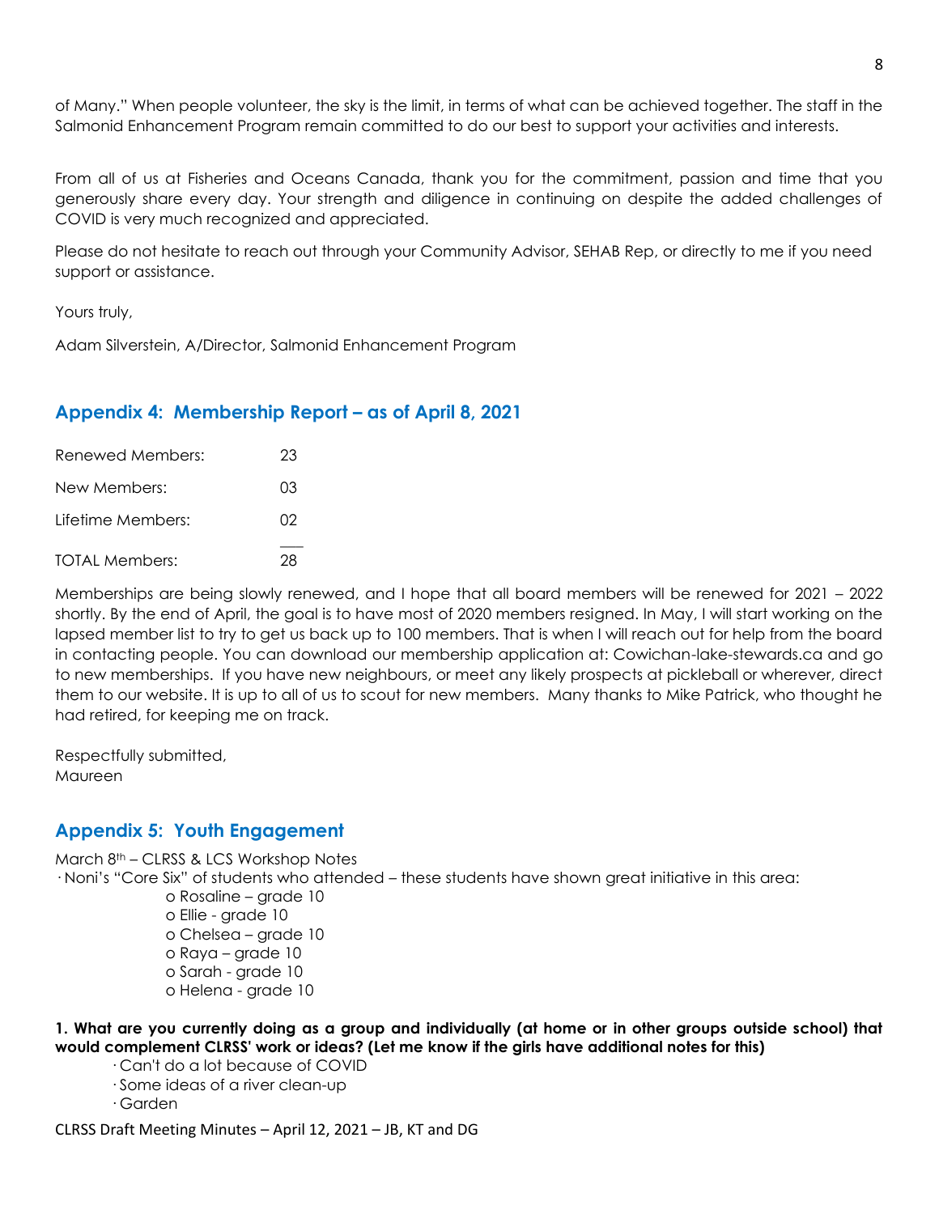of Many." When people volunteer, the sky is the limit, in terms of what can be achieved together. The staff in the Salmonid Enhancement Program remain committed to do our best to support your activities and interests.

From all of us at Fisheries and Oceans Canada, thank you for the commitment, passion and time that you generously share every day. Your strength and diligence in continuing on despite the added challenges of COVID is very much recognized and appreciated.

Please do not hesitate to reach out through your Community Advisor, SEHAB Rep, or directly to me if you need support or assistance.

Yours truly,

Adam Silverstein, A/Director, Salmonid Enhancement Program

## Appendix 4: Membership Report – as of April 8, 2021

| | |
|---|---|
| Renewed Members: | 23 |
| New Members: | 03 |
| Lifetime Members: | 02 |
| TOTAL Members: | 28 |

Memberships are being slowly renewed, and I hope that all board members will be renewed for 2021 – 2022 shortly. By the end of April, the goal is to have most of 2020 members resigned. In May, I will start working on the lapsed member list to try to get us back up to 100 members. That is when I will reach out for help from the board in contacting people. You can download our membership application at: Cowichan-lake-stewards.ca and go to new memberships. If you have new neighbours, or meet any likely prospects at pickleball or wherever, direct them to our website. It is up to all of us to scout for new members. Many thanks to Mike Patrick, who thought he had retired, for keeping me on track.

Respectfully submitted,
Maureen

## Appendix 5: Youth Engagement

March 8th – CLRSS & LCS Workshop Notes

- Noni's "Core Six" of students who attended – these students have shown great initiative in this area:
  - Rosaline – grade 10
  - Ellie - grade 10
  - Chelsea – grade 10
  - Raya – grade 10
  - Sarah - grade 10
  - Helena - grade 10

**1. What are you currently doing as a group and individually (at home or in other groups outside school) that would complement CLRSS' work or ideas? (Let me know if the girls have additional notes for this)**

- Can't do a lot because of COVID
- Some ideas of a river clean-up
- Garden

CLRSS Draft Meeting Minutes – April 12, 2021 – JB, KT and DG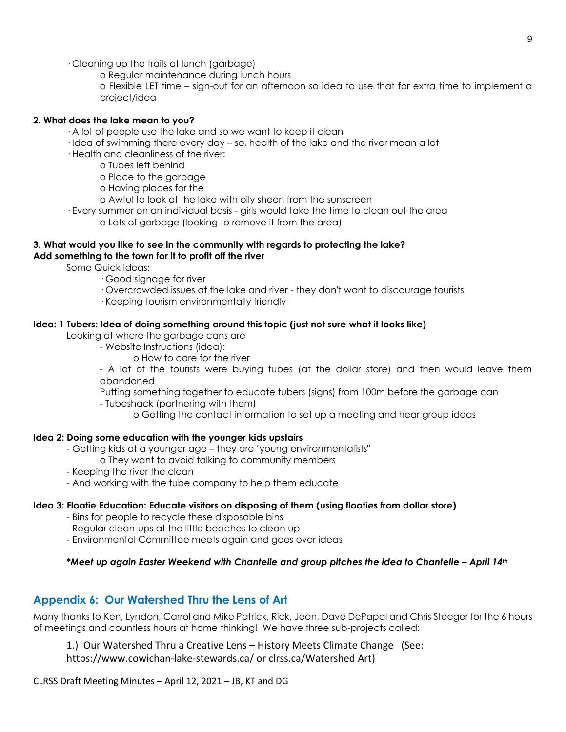· Cleaning up the trails at lunch (garbage)

- o Regular maintenance during lunch hours
- o Flexible LET time – sign-out for an afternoon so idea to use that for extra time to implement a project/idea

**2. What does the lake mean to you?**

- · A lot of people use the lake and so we want to keep it clean
- · Idea of swimming there every day – so, health of the lake and the river mean a lot
- · Health and cleanliness of the river:
    - o Tubes left behind
    - o Place to the garbage
    - o Having places for the
    - o Awful to look at the lake with oily sheen from the sunscreen
- · Every summer on an individual basis - girls would take the time to clean out the area
    - o Lots of garbage (looking to remove it from the area)

**3. What would you like to see in the community with regards to protecting the lake?**
**Add something to the town for it to profit off the river**

Some Quick Ideas:

- · Good signage for river
- · Overcrowded issues at the lake and river - they don't want to discourage tourists
- · Keeping tourism environmentally friendly

**Idea: 1 Tubers: Idea of doing something around this topic (just not sure what it looks like)**

Looking at where the garbage cans are

- Website Instructions (idea):
    - o How to care for the river
- A lot of the tourists were buying tubes (at the dollar store) and then would leave them abandoned

Putting something together to educate tubers (signs) from 100m before the garbage can

- Tubeshack (partnering with them)
    - o Getting the contact information to set up a meeting and hear group ideas

**Idea 2: Doing some education with the younger kids upstairs**

- Getting kids at a younger age – they are "young environmentalists"
    - o They want to avoid talking to community members
- Keeping the river the clean
- And working with the tube company to help them educate

**Idea 3: Floatie Education: Educate visitors on disposing of them (using floaties from dollar store)**

- Bins for people to recycle these disposable bins
- Regular clean-ups at the little beaches to clean up
- Environmental Committee meets again and goes over ideas

***\*Meet up again Easter Weekend with Chantelle and group pitches the idea to Chantelle – April 14th***

## Appendix 6: Our Watershed Thru the Lens of Art

Many thanks to Ken, Lyndon, Carrol and Mike Patrick, Rick, Jean, Dave DePapal and Chris Steeger for the 6 hours of meetings and countless hours at home thinking! We have three sub-projects called:

1.) Our Watershed Thru a Creative Lens – History Meets Climate Change (See: https://www.cowichan-lake-stewards.ca/ or clrss.ca/Watershed Art)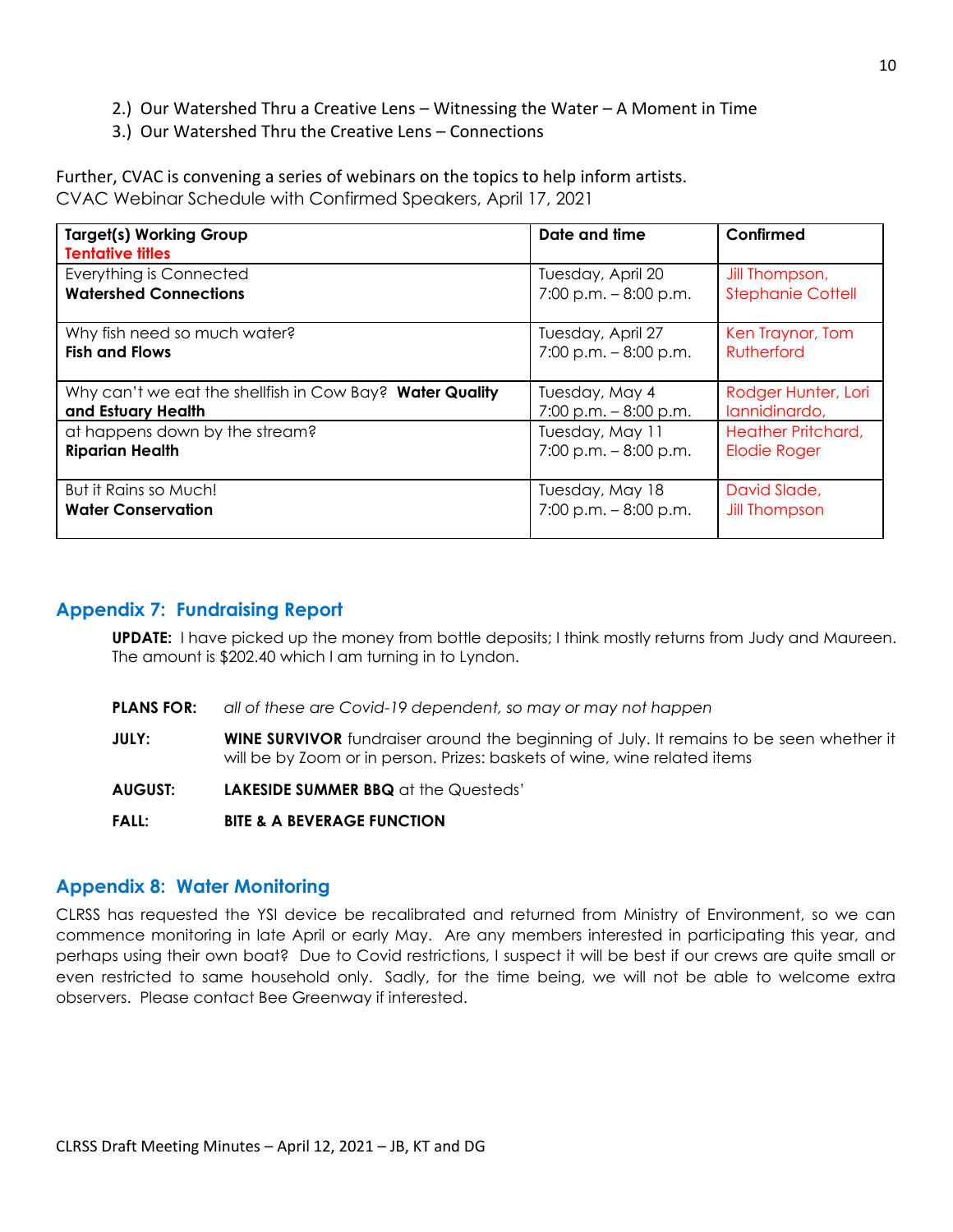2.) Our Watershed Thru a Creative Lens – Witnessing the Water – A Moment in Time
3.) Our Watershed Thru the Creative Lens – Connections

Further, CVAC is convening a series of webinars on the topics to help inform artists.
CVAC Webinar Schedule with Confirmed Speakers, April 17, 2021

| **Target(s) Working Group** **Tentative titles** | **Date and time** | **Confirmed** |
|---|---|---|
| Everything is Connected **Watershed Connections** | Tuesday, April 20 7:00 p.m. – 8:00 p.m. | Jill Thompson, Stephanie Cottell |
| Why fish need so much water? **Fish and Flows** | Tuesday, April 27 7:00 p.m. – 8:00 p.m. | Ken Traynor, Tom Rutherford |
| Why can't we eat the shellfish in Cow Bay? **Water Quality and Estuary Health** | Tuesday, May 4 7:00 p.m. – 8:00 p.m. | Rodger Hunter, Lori Iannidinardo, |
| at happens down by the stream? **Riparian Health** | Tuesday, May 11 7:00 p.m. – 8:00 p.m. | Heather Pritchard, Elodie Roger |
| But it Rains so Much! **Water Conservation** | Tuesday, May 18 7:00 p.m. – 8:00 p.m. | David Slade, Jill Thompson |

## Appendix 7: Fundraising Report

**UPDATE:** I have picked up the money from bottle deposits; I think mostly returns from Judy and Maureen. The amount is $202.40 which I am turning in to Lyndon.

**PLANS FOR:** *all of these are Covid-19 dependent, so may or may not happen*

**JULY:** **WINE SURVIVOR** fundraiser around the beginning of July. It remains to be seen whether it will be by Zoom or in person. Prizes: baskets of wine, wine related items

**AUGUST:** **LAKESIDE SUMMER BBQ** at the Questeds'

**FALL:** **BITE & A BEVERAGE FUNCTION**

## Appendix 8: Water Monitoring

CLRSS has requested the YSI device be recalibrated and returned from Ministry of Environment, so we can commence monitoring in late April or early May. Are any members interested in participating this year, and perhaps using their own boat? Due to Covid restrictions, I suspect it will be best if our crews are quite small or even restricted to same household only. Sadly, for the time being, we will not be able to welcome extra observers. Please contact Bee Greenway if interested.